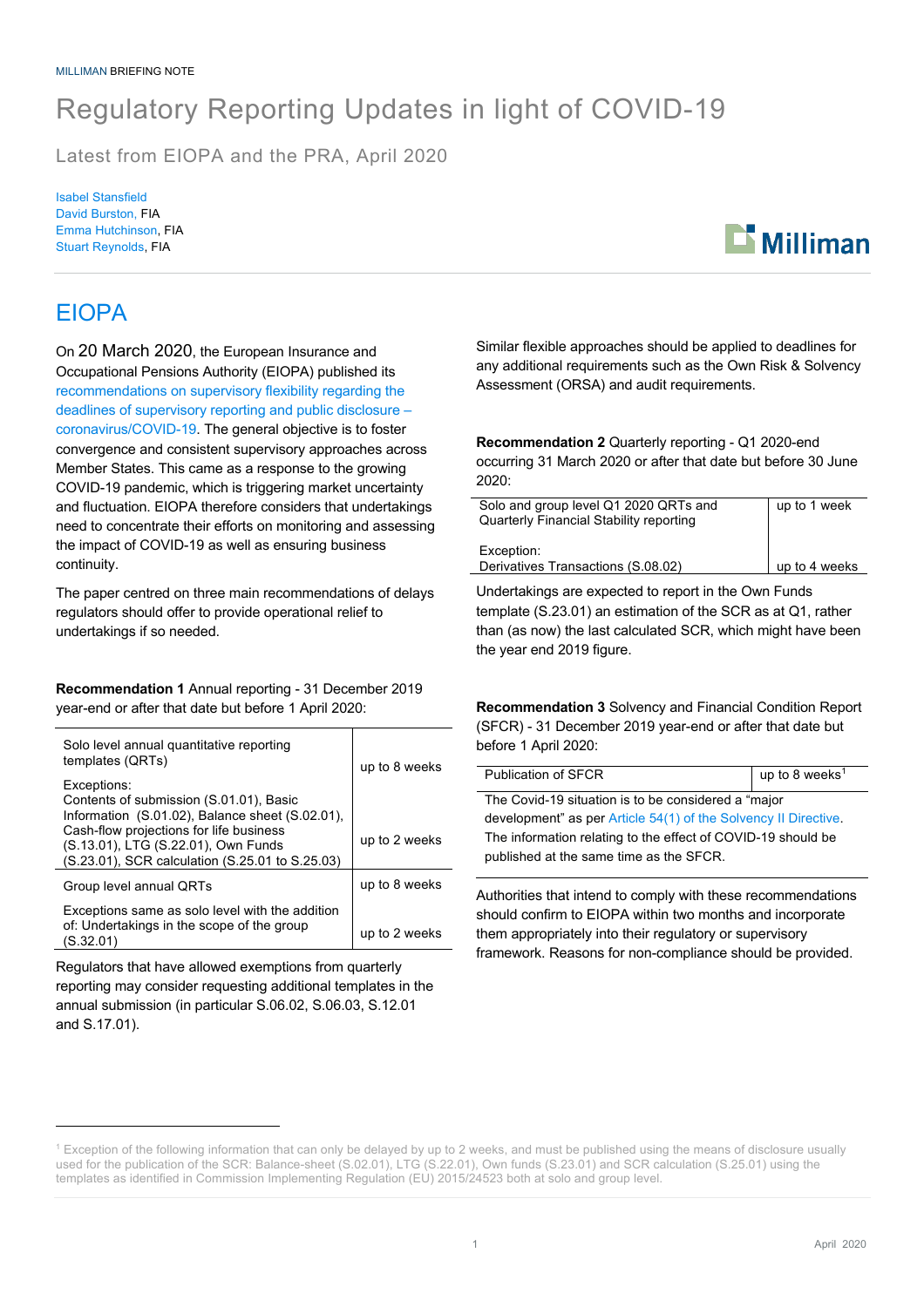MILLIMAN BRIEFING NOTE

# Regulatory Reporting Updates in light of COVID-19

Latest from EIOPA and the PRA, April 2020

Isabel Stansfield
David Burston, FIA
Emma Hutchinson, FIA
Stuart Reynolds, FIA

## EIOPA

On 20 March 2020, the European Insurance and Occupational Pensions Authority (EIOPA) published its recommendations on supervisory flexibility regarding the deadlines of supervisory reporting and public disclosure – coronavirus/COVID-19. The general objective is to foster convergence and consistent supervisory approaches across Member States. This came as a response to the growing COVID-19 pandemic, which is triggering market uncertainty and fluctuation. EIOPA therefore considers that undertakings need to concentrate their efforts on monitoring and assessing the impact of COVID-19 as well as ensuring business continuity.

The paper centred on three main recommendations of delays regulators should offer to provide operational relief to undertakings if so needed.

**Recommendation 1** Annual reporting - 31 December 2019 year-end or after that date but before 1 April 2020:

| | |
|---|---|
| Solo level annual quantitative reporting templates (QRTs) | up to 8 weeks |
| Exceptions: Contents of submission (S.01.01), Basic Information (S.01.02), Balance sheet (S.02.01), Cash-flow projections for life business (S.13.01), LTG (S.22.01), Own Funds (S.23.01), SCR calculation (S.25.01 to S.25.03) | up to 2 weeks |
| Group level annual QRTs | up to 8 weeks |
| Exceptions same as solo level with the addition of: Undertakings in the scope of the group (S.32.01) | up to 2 weeks |

Regulators that have allowed exemptions from quarterly reporting may consider requesting additional templates in the annual submission (in particular S.06.02, S.06.03, S.12.01 and S.17.01).

Similar flexible approaches should be applied to deadlines for any additional requirements such as the Own Risk & Solvency Assessment (ORSA) and audit requirements.

**Recommendation 2** Quarterly reporting - Q1 2020-end occurring 31 March 2020 or after that date but before 30 June 2020:

| | |
|---|---|
| Solo and group level Q1 2020 QRTs and Quarterly Financial Stability reporting | up to 1 week |
| Exception: Derivatives Transactions (S.08.02) | up to 4 weeks |

Undertakings are expected to report in the Own Funds template (S.23.01) an estimation of the SCR as at Q1, rather than (as now) the last calculated SCR, which might have been the year end 2019 figure.

**Recommendation 3** Solvency and Financial Condition Report (SFCR) - 31 December 2019 year-end or after that date but before 1 April 2020:

| | |
|---|---|
| Publication of SFCR | up to 8 weeks[1] |
| The Covid-19 situation is to be considered a "major development" as per Article 54(1) of the Solvency II Directive. The information relating to the effect of COVID-19 should be published at the same time as the SFCR. | |

Authorities that intend to comply with these recommendations should confirm to EIOPA within two months and incorporate them appropriately into their regulatory or supervisory framework. Reasons for non-compliance should be provided.

[1] Exception of the following information that can only be delayed by up to 2 weeks, and must be published using the means of disclosure usually used for the publication of the SCR: Balance-sheet (S.02.01), LTG (S.22.01), Own funds (S.23.01) and SCR calculation (S.25.01) using the templates as identified in Commission Implementing Regulation (EU) 2015/24523 both at solo and group level.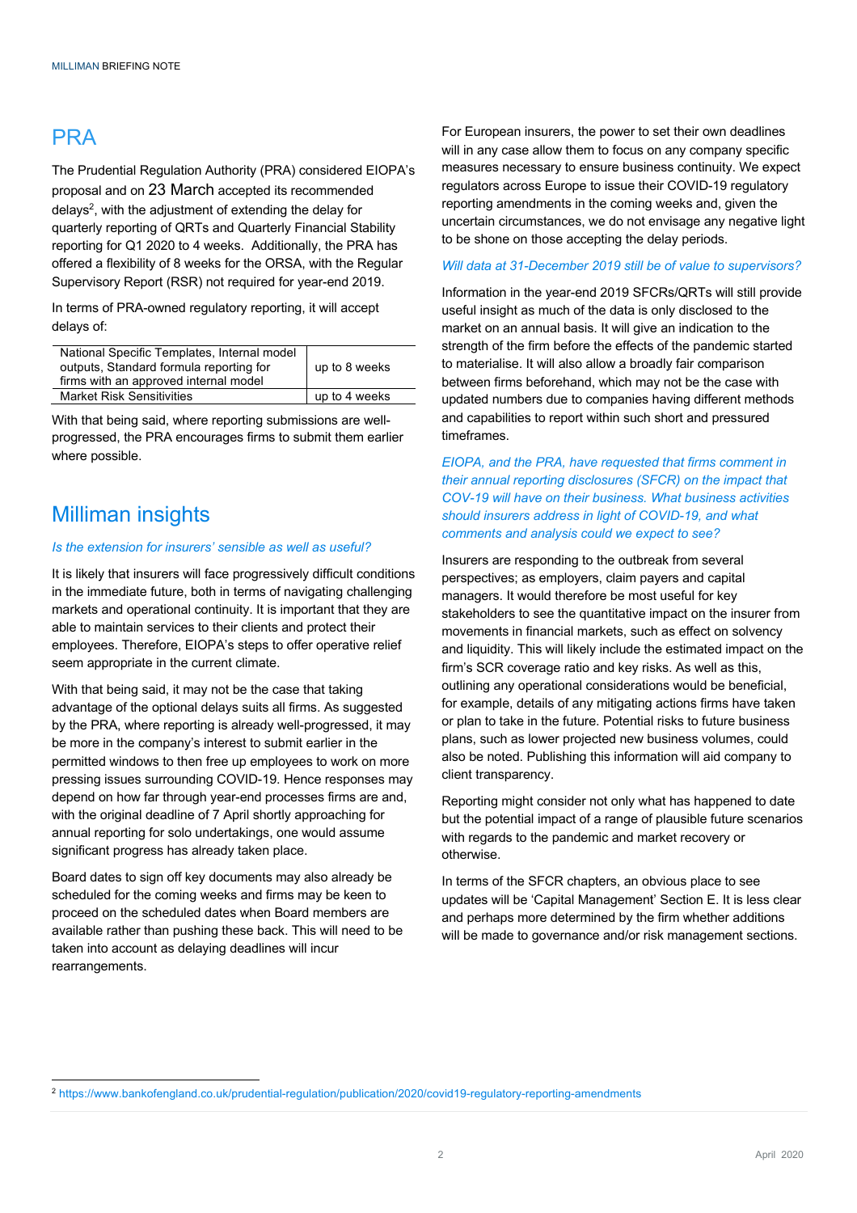## PRA

The Prudential Regulation Authority (PRA) considered EIOPA's proposal and on 23 March accepted its recommended delays[2], with the adjustment of extending the delay for quarterly reporting of QRTs and Quarterly Financial Stability reporting for Q1 2020 to 4 weeks. Additionally, the PRA has offered a flexibility of 8 weeks for the ORSA, with the Regular Supervisory Report (RSR) not required for year-end 2019.

In terms of PRA-owned regulatory reporting, it will accept delays of:

| | |
|---|---|
| National Specific Templates, Internal model outputs, Standard formula reporting for firms with an approved internal model | up to 8 weeks |
| Market Risk Sensitivities | up to 4 weeks |

With that being said, where reporting submissions are well-progressed, the PRA encourages firms to submit them earlier where possible.

## Milliman insights

*Is the extension for insurers' sensible as well as useful?*

It is likely that insurers will face progressively difficult conditions in the immediate future, both in terms of navigating challenging markets and operational continuity. It is important that they are able to maintain services to their clients and protect their employees. Therefore, EIOPA's steps to offer operative relief seem appropriate in the current climate.

With that being said, it may not be the case that taking advantage of the optional delays suits all firms. As suggested by the PRA, where reporting is already well-progressed, it may be more in the company's interest to submit earlier in the permitted windows to then free up employees to work on more pressing issues surrounding COVID-19. Hence responses may depend on how far through year-end processes firms are and, with the original deadline of 7 April shortly approaching for annual reporting for solo undertakings, one would assume significant progress has already taken place.

Board dates to sign off key documents may also already be scheduled for the coming weeks and firms may be keen to proceed on the scheduled dates when Board members are available rather than pushing these back. This will need to be taken into account as delaying deadlines will incur rearrangements.

For European insurers, the power to set their own deadlines will in any case allow them to focus on any company specific measures necessary to ensure business continuity. We expect regulators across Europe to issue their COVID-19 regulatory reporting amendments in the coming weeks and, given the uncertain circumstances, we do not envisage any negative light to be shone on those accepting the delay periods.

*Will data at 31-December 2019 still be of value to supervisors?*

Information in the year-end 2019 SFCRs/QRTs will still provide useful insight as much of the data is only disclosed to the market on an annual basis. It will give an indication to the strength of the firm before the effects of the pandemic started to materialise. It will also allow a broadly fair comparison between firms beforehand, which may not be the case with updated numbers due to companies having different methods and capabilities to report within such short and pressured timeframes.

*EIOPA, and the PRA, have requested that firms comment in their annual reporting disclosures (SFCR) on the impact that COV-19 will have on their business. What business activities should insurers address in light of COVID-19, and what comments and analysis could we expect to see?*

Insurers are responding to the outbreak from several perspectives; as employers, claim payers and capital managers. It would therefore be most useful for key stakeholders to see the quantitative impact on the insurer from movements in financial markets, such as effect on solvency and liquidity. This will likely include the estimated impact on the firm's SCR coverage ratio and key risks. As well as this, outlining any operational considerations would be beneficial, for example, details of any mitigating actions firms have taken or plan to take in the future. Potential risks to future business plans, such as lower projected new business volumes, could also be noted. Publishing this information will aid company to client transparency.

Reporting might consider not only what has happened to date but the potential impact of a range of plausible future scenarios with regards to the pandemic and market recovery or otherwise.

In terms of the SFCR chapters, an obvious place to see updates will be 'Capital Management' Section E. It is less clear and perhaps more determined by the firm whether additions will be made to governance and/or risk management sections.

---

[2] https://www.bankofengland.co.uk/prudential-regulation/publication/2020/covid19-regulatory-reporting-amendments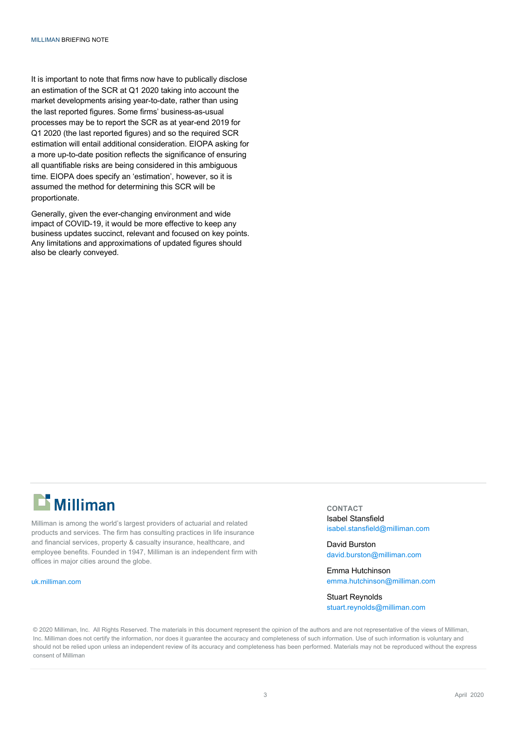It is important to note that firms now have to publically disclose an estimation of the SCR at Q1 2020 taking into account the market developments arising year-to-date, rather than using the last reported figures. Some firms' business-as-usual processes may be to report the SCR as at year-end 2019 for Q1 2020 (the last reported figures) and so the required SCR estimation will entail additional consideration. EIOPA asking for a more up-to-date position reflects the significance of ensuring all quantifiable risks are being considered in this ambiguous time. EIOPA does specify an 'estimation', however, so it is assumed the method for determining this SCR will be proportionate.

Generally, given the ever-changing environment and wide impact of COVID-19, it would be more effective to keep any business updates succinct, relevant and focused on key points. Any limitations and approximations of updated figures should also be clearly conveyed.

---

**Milliman**

Milliman is among the world's largest providers of actuarial and related products and services. The firm has consulting practices in life insurance and financial services, property & casualty insurance, healthcare, and employee benefits. Founded in 1947, Milliman is an independent firm with offices in major cities around the globe.

uk.milliman.com

**CONTACT**

Isabel Stansfield
isabel.stansfield@milliman.com

David Burston
david.burston@milliman.com

Emma Hutchinson
emma.hutchinson@milliman.com

Stuart Reynolds
stuart.reynolds@milliman.com

© 2020 Milliman, Inc. All Rights Reserved. The materials in this document represent the opinion of the authors and are not representative of the views of Milliman, Inc. Milliman does not certify the information, nor does it guarantee the accuracy and completeness of such information. Use of such information is voluntary and should not be relied upon unless an independent review of its accuracy and completeness has been performed. Materials may not be reproduced without the express consent of Milliman